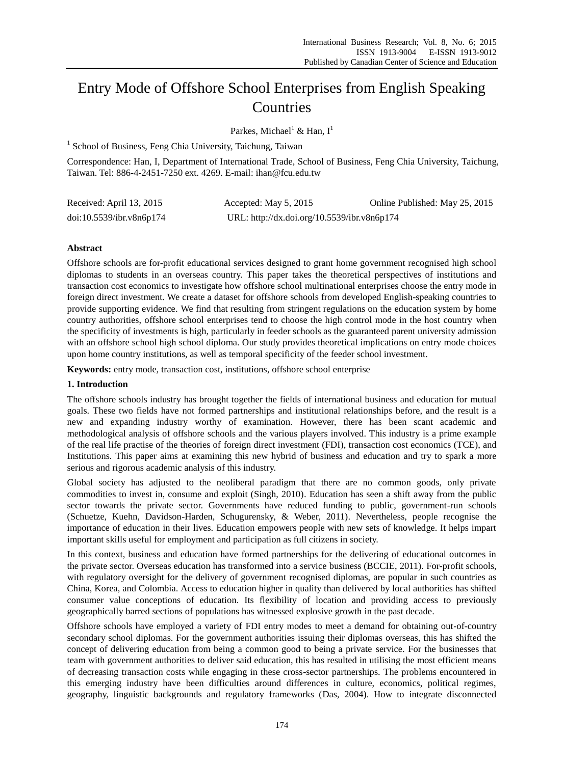# Entry Mode of Offshore School Enterprises from English Speaking Countries

Parkes, Michael[1] & Han, I[1]

[1] School of Business, Feng Chia University, Taichung, Taiwan

Correspondence: Han, I, Department of International Trade, School of Business, Feng Chia University, Taichung, Taiwan. Tel: 886-4-2451-7250 ext. 4269. E-mail: ihan@fcu.edu.tw

Received: April 13, 2015 Accepted: May 5, 2015 Online Published: May 25, 2015

doi:10.5539/ibr.v8n6p174 URL: http://dx.doi.org/10.5539/ibr.v8n6p174

## Abstract

Offshore schools are for-profit educational services designed to grant home government recognised high school diplomas to students in an overseas country. This paper takes the theoretical perspectives of institutions and transaction cost economics to investigate how offshore school multinational enterprises choose the entry mode in foreign direct investment. We create a dataset for offshore schools from developed English-speaking countries to provide supporting evidence. We find that resulting from stringent regulations on the education system by home country authorities, offshore school enterprises tend to choose the high control mode in the host country when the specificity of investments is high, particularly in feeder schools as the guaranteed parent university admission with an offshore school high school diploma. Our study provides theoretical implications on entry mode choices upon home country institutions, as well as temporal specificity of the feeder school investment.

**Keywords:** entry mode, transaction cost, institutions, offshore school enterprise

## 1. Introduction

The offshore schools industry has brought together the fields of international business and education for mutual goals. These two fields have not formed partnerships and institutional relationships before, and the result is a new and expanding industry worthy of examination. However, there has been scant academic and methodological analysis of offshore schools and the various players involved. This industry is a prime example of the real life practise of the theories of foreign direct investment (FDI), transaction cost economics (TCE), and Institutions. This paper aims at examining this new hybrid of business and education and try to spark a more serious and rigorous academic analysis of this industry.

Global society has adjusted to the neoliberal paradigm that there are no common goods, only private commodities to invest in, consume and exploit (Singh, 2010). Education has seen a shift away from the public sector towards the private sector. Governments have reduced funding to public, government-run schools (Schuetze, Kuehn, Davidson-Harden, Schugurensky, & Weber, 2011). Nevertheless, people recognise the importance of education in their lives. Education empowers people with new sets of knowledge. It helps impart important skills useful for employment and participation as full citizens in society.

In this context, business and education have formed partnerships for the delivering of educational outcomes in the private sector. Overseas education has transformed into a service business (BCCIE, 2011). For-profit schools, with regulatory oversight for the delivery of government recognised diplomas, are popular in such countries as China, Korea, and Colombia. Access to education higher in quality than delivered by local authorities has shifted consumer value conceptions of education. Its flexibility of location and providing access to previously geographically barred sections of populations has witnessed explosive growth in the past decade.

Offshore schools have employed a variety of FDI entry modes to meet a demand for obtaining out-of-country secondary school diplomas. For the government authorities issuing their diplomas overseas, this has shifted the concept of delivering education from being a common good to being a private service. For the businesses that team with government authorities to deliver said education, this has resulted in utilising the most efficient means of decreasing transaction costs while engaging in these cross-sector partnerships. The problems encountered in this emerging industry have been difficulties around differences in culture, economics, political regimes, geography, linguistic backgrounds and regulatory frameworks (Das, 2004). How to integrate disconnected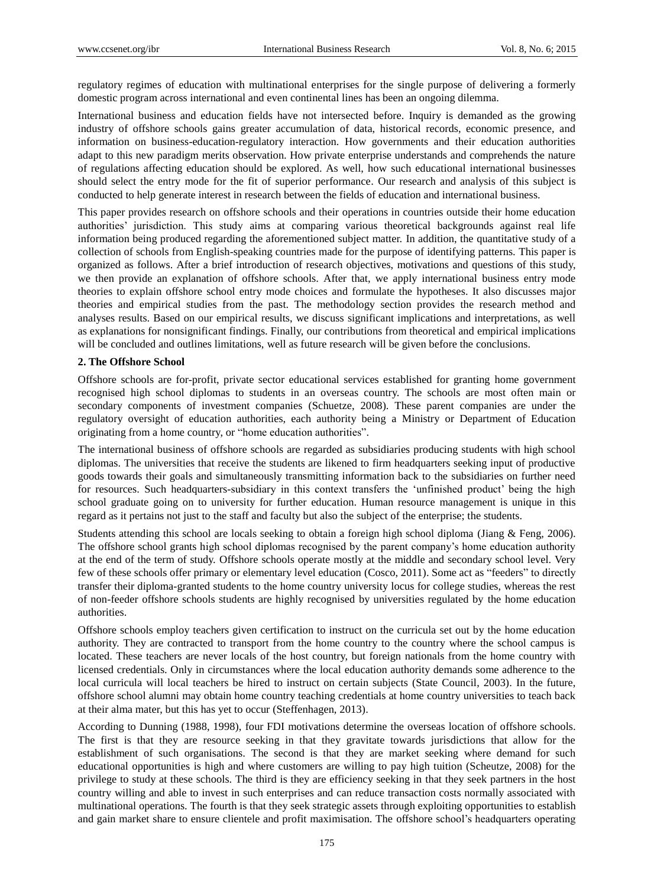regulatory regimes of education with multinational enterprises for the single purpose of delivering a formerly domestic program across international and even continental lines has been an ongoing dilemma.

International business and education fields have not intersected before. Inquiry is demanded as the growing industry of offshore schools gains greater accumulation of data, historical records, economic presence, and information on business-education-regulatory interaction. How governments and their education authorities adapt to this new paradigm merits observation. How private enterprise understands and comprehends the nature of regulations affecting education should be explored. As well, how such educational international businesses should select the entry mode for the fit of superior performance. Our research and analysis of this subject is conducted to help generate interest in research between the fields of education and international business.

This paper provides research on offshore schools and their operations in countries outside their home education authorities' jurisdiction. This study aims at comparing various theoretical backgrounds against real life information being produced regarding the aforementioned subject matter. In addition, the quantitative study of a collection of schools from English-speaking countries made for the purpose of identifying patterns. This paper is organized as follows. After a brief introduction of research objectives, motivations and questions of this study, we then provide an explanation of offshore schools. After that, we apply international business entry mode theories to explain offshore school entry mode choices and formulate the hypotheses. It also discusses major theories and empirical studies from the past. The methodology section provides the research method and analyses results. Based on our empirical results, we discuss significant implications and interpretations, as well as explanations for nonsignificant findings. Finally, our contributions from theoretical and empirical implications will be concluded and outlines limitations, well as future research will be given before the conclusions.

## 2. The Offshore School

Offshore schools are for-profit, private sector educational services established for granting home government recognised high school diplomas to students in an overseas country. The schools are most often main or secondary components of investment companies (Schuetze, 2008). These parent companies are under the regulatory oversight of education authorities, each authority being a Ministry or Department of Education originating from a home country, or "home education authorities".

The international business of offshore schools are regarded as subsidiaries producing students with high school diplomas. The universities that receive the students are likened to firm headquarters seeking input of productive goods towards their goals and simultaneously transmitting information back to the subsidiaries on further need for resources. Such headquarters-subsidiary in this context transfers the 'unfinished product' being the high school graduate going on to university for further education. Human resource management is unique in this regard as it pertains not just to the staff and faculty but also the subject of the enterprise; the students.

Students attending this school are locals seeking to obtain a foreign high school diploma (Jiang & Feng, 2006). The offshore school grants high school diplomas recognised by the parent company's home education authority at the end of the term of study. Offshore schools operate mostly at the middle and secondary school level. Very few of these schools offer primary or elementary level education (Cosco, 2011). Some act as "feeders" to directly transfer their diploma-granted students to the home country university locus for college studies, whereas the rest of non-feeder offshore schools students are highly recognised by universities regulated by the home education authorities.

Offshore schools employ teachers given certification to instruct on the curricula set out by the home education authority. They are contracted to transport from the home country to the country where the school campus is located. These teachers are never locals of the host country, but foreign nationals from the home country with licensed credentials. Only in circumstances where the local education authority demands some adherence to the local curricula will local teachers be hired to instruct on certain subjects (State Council, 2003). In the future, offshore school alumni may obtain home country teaching credentials at home country universities to teach back at their alma mater, but this has yet to occur (Steffenhagen, 2013).

According to Dunning (1988, 1998), four FDI motivations determine the overseas location of offshore schools. The first is that they are resource seeking in that they gravitate towards jurisdictions that allow for the establishment of such organisations. The second is that they are market seeking where demand for such educational opportunities is high and where customers are willing to pay high tuition (Scheutze, 2008) for the privilege to study at these schools. The third is they are efficiency seeking in that they seek partners in the host country willing and able to invest in such enterprises and can reduce transaction costs normally associated with multinational operations. The fourth is that they seek strategic assets through exploiting opportunities to establish and gain market share to ensure clientele and profit maximisation. The offshore school's headquarters operating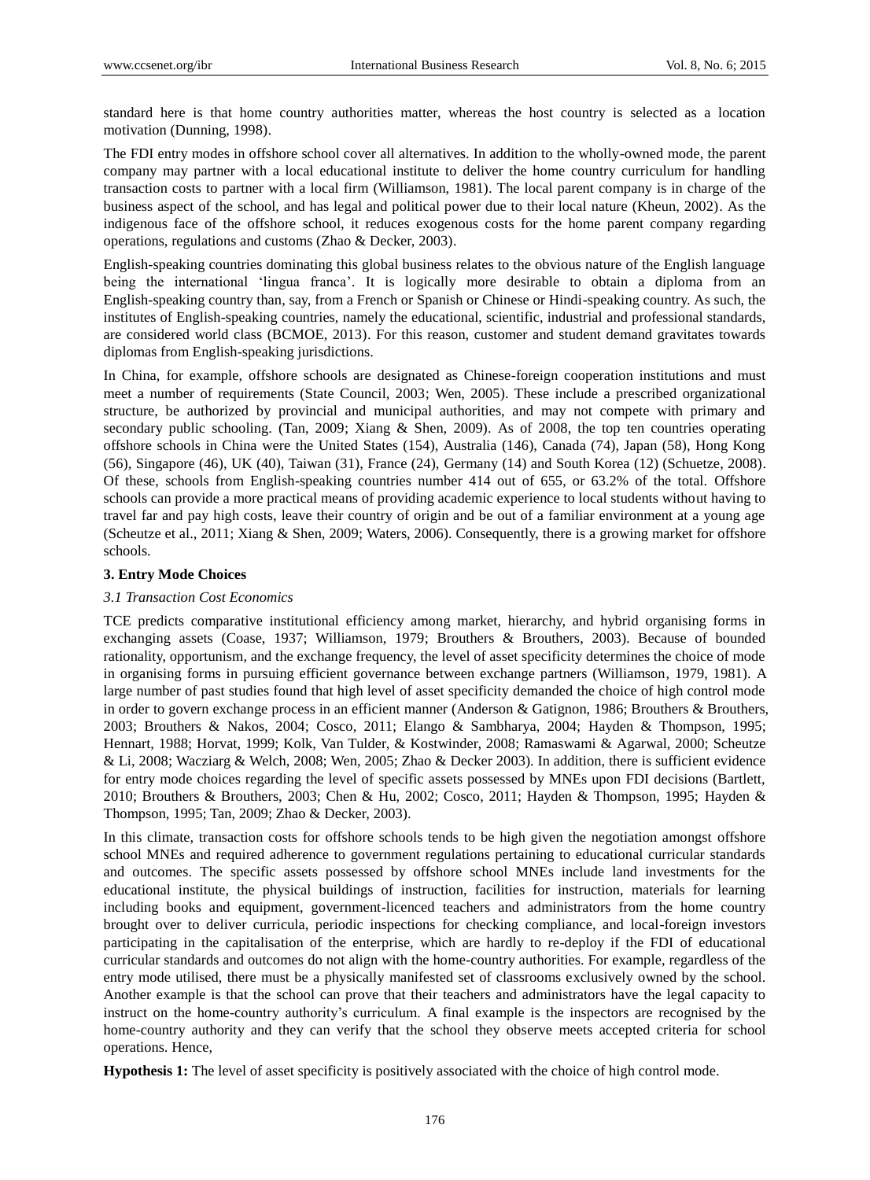standard here is that home country authorities matter, whereas the host country is selected as a location motivation (Dunning, 1998).

The FDI entry modes in offshore school cover all alternatives. In addition to the wholly-owned mode, the parent company may partner with a local educational institute to deliver the home country curriculum for handling transaction costs to partner with a local firm (Williamson, 1981). The local parent company is in charge of the business aspect of the school, and has legal and political power due to their local nature (Kheun, 2002). As the indigenous face of the offshore school, it reduces exogenous costs for the home parent company regarding operations, regulations and customs (Zhao & Decker, 2003).

English-speaking countries dominating this global business relates to the obvious nature of the English language being the international 'lingua franca'. It is logically more desirable to obtain a diploma from an English-speaking country than, say, from a French or Spanish or Chinese or Hindi-speaking country. As such, the institutes of English-speaking countries, namely the educational, scientific, industrial and professional standards, are considered world class (BCMOE, 2013). For this reason, customer and student demand gravitates towards diplomas from English-speaking jurisdictions.

In China, for example, offshore schools are designated as Chinese-foreign cooperation institutions and must meet a number of requirements (State Council, 2003; Wen, 2005). These include a prescribed organizational structure, be authorized by provincial and municipal authorities, and may not compete with primary and secondary public schooling. (Tan, 2009; Xiang & Shen, 2009). As of 2008, the top ten countries operating offshore schools in China were the United States (154), Australia (146), Canada (74), Japan (58), Hong Kong (56), Singapore (46), UK (40), Taiwan (31), France (24), Germany (14) and South Korea (12) (Schuetze, 2008). Of these, schools from English-speaking countries number 414 out of 655, or 63.2% of the total. Offshore schools can provide a more practical means of providing academic experience to local students without having to travel far and pay high costs, leave their country of origin and be out of a familiar environment at a young age (Scheutze et al., 2011; Xiang & Shen, 2009; Waters, 2006). Consequently, there is a growing market for offshore schools.

## 3. Entry Mode Choices

### 3.1 Transaction Cost Economics

TCE predicts comparative institutional efficiency among market, hierarchy, and hybrid organising forms in exchanging assets (Coase, 1937; Williamson, 1979; Brouthers & Brouthers, 2003). Because of bounded rationality, opportunism, and the exchange frequency, the level of asset specificity determines the choice of mode in organising forms in pursuing efficient governance between exchange partners (Williamson, 1979, 1981). A large number of past studies found that high level of asset specificity demanded the choice of high control mode in order to govern exchange process in an efficient manner (Anderson & Gatignon, 1986; Brouthers & Brouthers, 2003; Brouthers & Nakos, 2004; Cosco, 2011; Elango & Sambharya, 2004; Hayden & Thompson, 1995; Hennart, 1988; Horvat, 1999; Kolk, Van Tulder, & Kostwinder, 2008; Ramaswami & Agarwal, 2000; Scheutze & Li, 2008; Wacziarg & Welch, 2008; Wen, 2005; Zhao & Decker 2003). In addition, there is sufficient evidence for entry mode choices regarding the level of specific assets possessed by MNEs upon FDI decisions (Bartlett, 2010; Brouthers & Brouthers, 2003; Chen & Hu, 2002; Cosco, 2011; Hayden & Thompson, 1995; Hayden & Thompson, 1995; Tan, 2009; Zhao & Decker, 2003).

In this climate, transaction costs for offshore schools tends to be high given the negotiation amongst offshore school MNEs and required adherence to government regulations pertaining to educational curricular standards and outcomes. The specific assets possessed by offshore school MNEs include land investments for the educational institute, the physical buildings of instruction, facilities for instruction, materials for learning including books and equipment, government-licenced teachers and administrators from the home country brought over to deliver curricula, periodic inspections for checking compliance, and local-foreign investors participating in the capitalisation of the enterprise, which are hardly to re-deploy if the FDI of educational curricular standards and outcomes do not align with the home-country authorities. For example, regardless of the entry mode utilised, there must be a physically manifested set of classrooms exclusively owned by the school. Another example is that the school can prove that their teachers and administrators have the legal capacity to instruct on the home-country authority's curriculum. A final example is the inspectors are recognised by the home-country authority and they can verify that the school they observe meets accepted criteria for school operations. Hence,

**Hypothesis 1:** The level of asset specificity is positively associated with the choice of high control mode.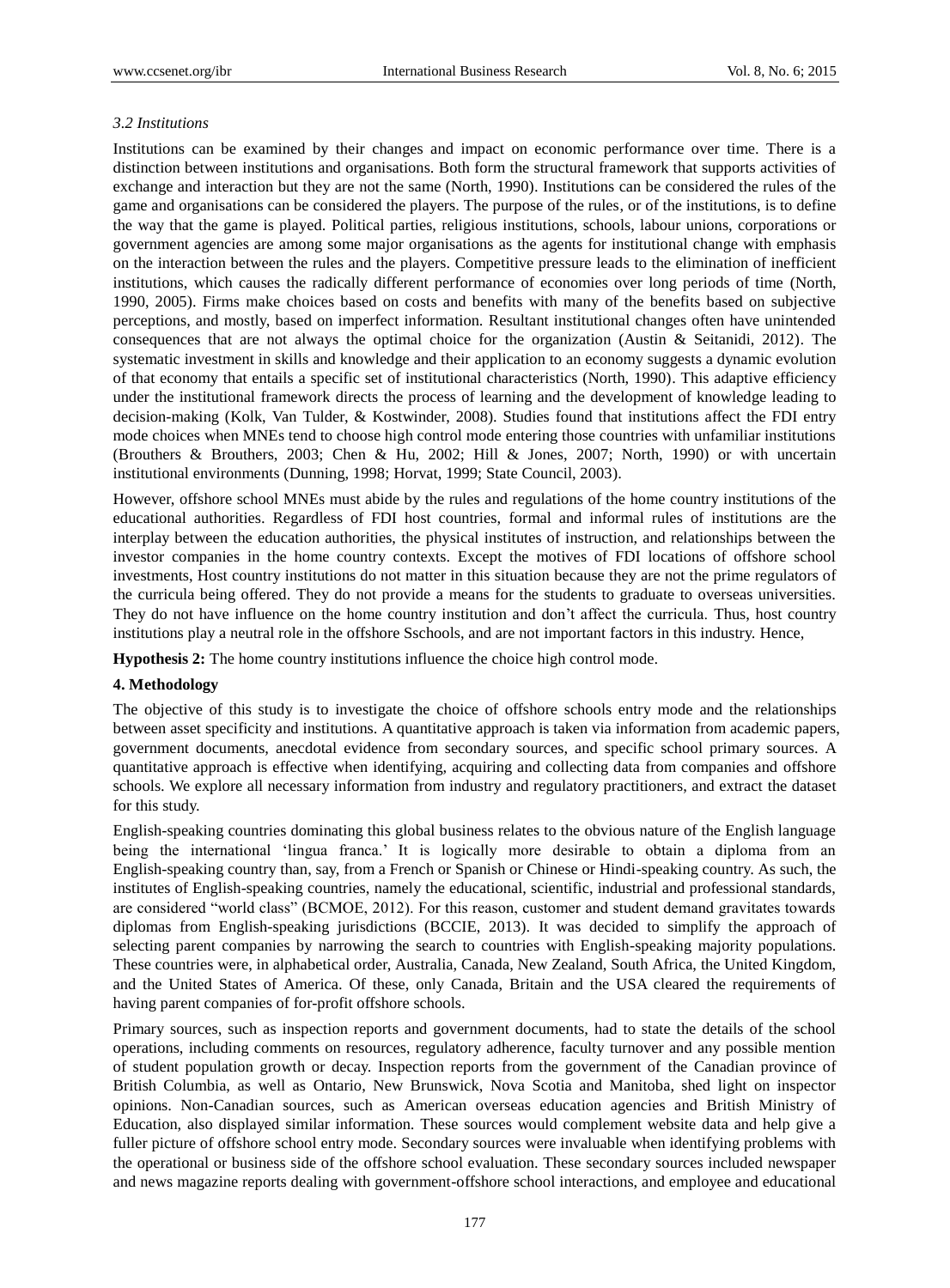### *3.2 Institutions*

Institutions can be examined by their changes and impact on economic performance over time. There is a distinction between institutions and organisations. Both form the structural framework that supports activities of exchange and interaction but they are not the same (North, 1990). Institutions can be considered the rules of the game and organisations can be considered the players. The purpose of the rules, or of the institutions, is to define the way that the game is played. Political parties, religious institutions, schools, labour unions, corporations or government agencies are among some major organisations as the agents for institutional change with emphasis on the interaction between the rules and the players. Competitive pressure leads to the elimination of inefficient institutions, which causes the radically different performance of economies over long periods of time (North, 1990, 2005). Firms make choices based on costs and benefits with many of the benefits based on subjective perceptions, and mostly, based on imperfect information. Resultant institutional changes often have unintended consequences that are not always the optimal choice for the organization (Austin & Seitanidi, 2012). The systematic investment in skills and knowledge and their application to an economy suggests a dynamic evolution of that economy that entails a specific set of institutional characteristics (North, 1990). This adaptive efficiency under the institutional framework directs the process of learning and the development of knowledge leading to decision-making (Kolk, Van Tulder, & Kostwinder, 2008). Studies found that institutions affect the FDI entry mode choices when MNEs tend to choose high control mode entering those countries with unfamiliar institutions (Brouthers & Brouthers, 2003; Chen & Hu, 2002; Hill & Jones, 2007; North, 1990) or with uncertain institutional environments (Dunning, 1998; Horvat, 1999; State Council, 2003).

However, offshore school MNEs must abide by the rules and regulations of the home country institutions of the educational authorities. Regardless of FDI host countries, formal and informal rules of institutions are the interplay between the education authorities, the physical institutes of instruction, and relationships between the investor companies in the home country contexts. Except the motives of FDI locations of offshore school investments, Host country institutions do not matter in this situation because they are not the prime regulators of the curricula being offered. They do not provide a means for the students to graduate to overseas universities. They do not have influence on the home country institution and don't affect the curricula. Thus, host country institutions play a neutral role in the offshore Sschools, and are not important factors in this industry. Hence,

**Hypothesis 2:** The home country institutions influence the choice high control mode.

## 4. Methodology

The objective of this study is to investigate the choice of offshore schools entry mode and the relationships between asset specificity and institutions. A quantitative approach is taken via information from academic papers, government documents, anecdotal evidence from secondary sources, and specific school primary sources. A quantitative approach is effective when identifying, acquiring and collecting data from companies and offshore schools. We explore all necessary information from industry and regulatory practitioners, and extract the dataset for this study.

English-speaking countries dominating this global business relates to the obvious nature of the English language being the international 'lingua franca.' It is logically more desirable to obtain a diploma from an English-speaking country than, say, from a French or Spanish or Chinese or Hindi-speaking country. As such, the institutes of English-speaking countries, namely the educational, scientific, industrial and professional standards, are considered "world class" (BCMOE, 2012). For this reason, customer and student demand gravitates towards diplomas from English-speaking jurisdictions (BCCIE, 2013). It was decided to simplify the approach of selecting parent companies by narrowing the search to countries with English-speaking majority populations. These countries were, in alphabetical order, Australia, Canada, New Zealand, South Africa, the United Kingdom, and the United States of America. Of these, only Canada, Britain and the USA cleared the requirements of having parent companies of for-profit offshore schools.

Primary sources, such as inspection reports and government documents, had to state the details of the school operations, including comments on resources, regulatory adherence, faculty turnover and any possible mention of student population growth or decay. Inspection reports from the government of the Canadian province of British Columbia, as well as Ontario, New Brunswick, Nova Scotia and Manitoba, shed light on inspector opinions. Non-Canadian sources, such as American overseas education agencies and British Ministry of Education, also displayed similar information. These sources would complement website data and help give a fuller picture of offshore school entry mode. Secondary sources were invaluable when identifying problems with the operational or business side of the offshore school evaluation. These secondary sources included newspaper and news magazine reports dealing with government-offshore school interactions, and employee and educational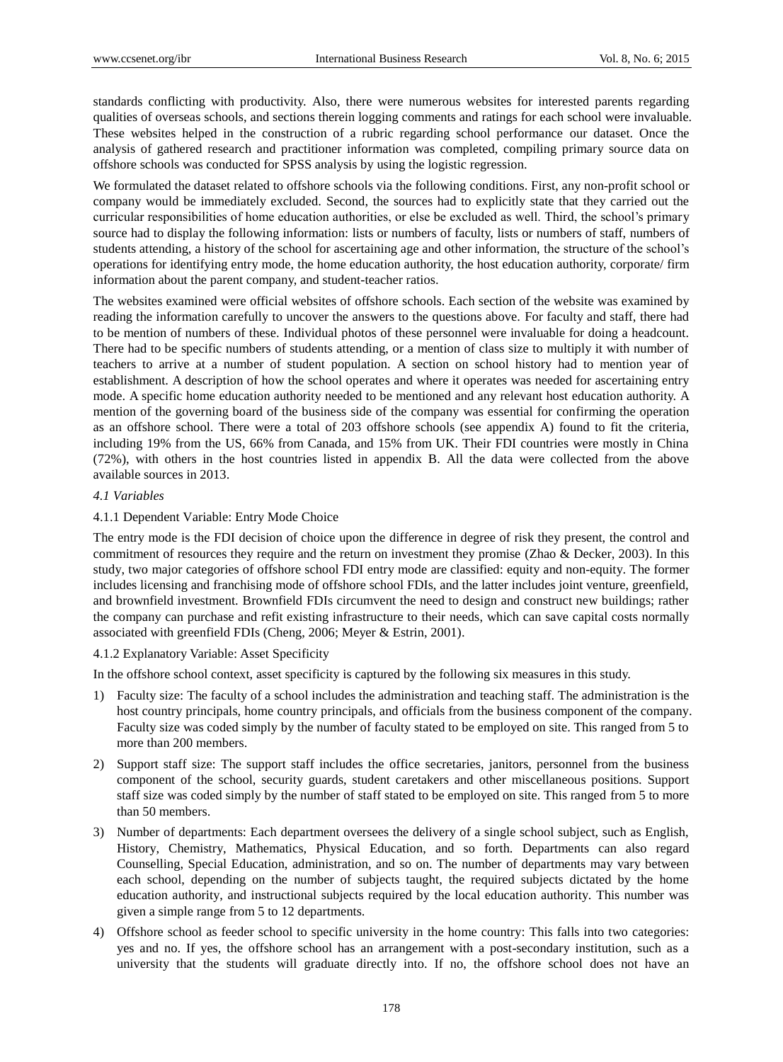standards conflicting with productivity. Also, there were numerous websites for interested parents regarding qualities of overseas schools, and sections therein logging comments and ratings for each school were invaluable. These websites helped in the construction of a rubric regarding school performance our dataset. Once the analysis of gathered research and practitioner information was completed, compiling primary source data on offshore schools was conducted for SPSS analysis by using the logistic regression.

We formulated the dataset related to offshore schools via the following conditions. First, any non-profit school or company would be immediately excluded. Second, the sources had to explicitly state that they carried out the curricular responsibilities of home education authorities, or else be excluded as well. Third, the school's primary source had to display the following information: lists or numbers of faculty, lists or numbers of staff, numbers of students attending, a history of the school for ascertaining age and other information, the structure of the school's operations for identifying entry mode, the home education authority, the host education authority, corporate/ firm information about the parent company, and student-teacher ratios.

The websites examined were official websites of offshore schools. Each section of the website was examined by reading the information carefully to uncover the answers to the questions above. For faculty and staff, there had to be mention of numbers of these. Individual photos of these personnel were invaluable for doing a headcount. There had to be specific numbers of students attending, or a mention of class size to multiply it with number of teachers to arrive at a number of student population. A section on school history had to mention year of establishment. A description of how the school operates and where it operates was needed for ascertaining entry mode. A specific home education authority needed to be mentioned and any relevant host education authority. A mention of the governing board of the business side of the company was essential for confirming the operation as an offshore school. There were a total of 203 offshore schools (see appendix A) found to fit the criteria, including 19% from the US, 66% from Canada, and 15% from UK. Their FDI countries were mostly in China (72%), with others in the host countries listed in appendix B. All the data were collected from the above available sources in 2013.

### *4.1 Variables*

#### 4.1.1 Dependent Variable: Entry Mode Choice

The entry mode is the FDI decision of choice upon the difference in degree of risk they present, the control and commitment of resources they require and the return on investment they promise (Zhao & Decker, 2003). In this study, two major categories of offshore school FDI entry mode are classified: equity and non-equity. The former includes licensing and franchising mode of offshore school FDIs, and the latter includes joint venture, greenfield, and brownfield investment. Brownfield FDIs circumvent the need to design and construct new buildings; rather the company can purchase and refit existing infrastructure to their needs, which can save capital costs normally associated with greenfield FDIs (Cheng, 2006; Meyer & Estrin, 2001).

#### 4.1.2 Explanatory Variable: Asset Specificity

In the offshore school context, asset specificity is captured by the following six measures in this study.

1) Faculty size: The faculty of a school includes the administration and teaching staff. The administration is the host country principals, home country principals, and officials from the business component of the company. Faculty size was coded simply by the number of faculty stated to be employed on site. This ranged from 5 to more than 200 members.

2) Support staff size: The support staff includes the office secretaries, janitors, personnel from the business component of the school, security guards, student caretakers and other miscellaneous positions. Support staff size was coded simply by the number of staff stated to be employed on site. This ranged from 5 to more than 50 members.

3) Number of departments: Each department oversees the delivery of a single school subject, such as English, History, Chemistry, Mathematics, Physical Education, and so forth. Departments can also regard Counselling, Special Education, administration, and so on. The number of departments may vary between each school, depending on the number of subjects taught, the required subjects dictated by the home education authority, and instructional subjects required by the local education authority. This number was given a simple range from 5 to 12 departments.

4) Offshore school as feeder school to specific university in the home country: This falls into two categories: yes and no. If yes, the offshore school has an arrangement with a post-secondary institution, such as a university that the students will graduate directly into. If no, the offshore school does not have an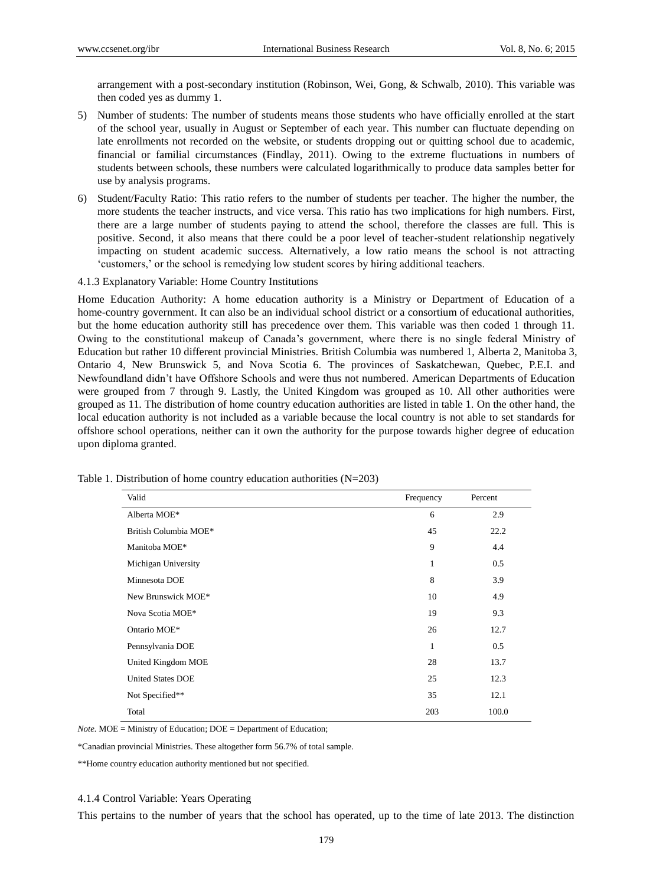arrangement with a post-secondary institution (Robinson, Wei, Gong, & Schwalb, 2010). This variable was then coded yes as dummy 1.

5) Number of students: The number of students means those students who have officially enrolled at the start of the school year, usually in August or September of each year. This number can fluctuate depending on late enrollments not recorded on the website, or students dropping out or quitting school due to academic, financial or familial circumstances (Findlay, 2011). Owing to the extreme fluctuations in numbers of students between schools, these numbers were calculated logarithmically to produce data samples better for use by analysis programs.

6) Student/Faculty Ratio: This ratio refers to the number of students per teacher. The higher the number, the more students the teacher instructs, and vice versa. This ratio has two implications for high numbers. First, there are a large number of students paying to attend the school, therefore the classes are full. This is positive. Second, it also means that there could be a poor level of teacher-student relationship negatively impacting on student academic success. Alternatively, a low ratio means the school is not attracting 'customers,' or the school is remedying low student scores by hiring additional teachers.

#### 4.1.3 Explanatory Variable: Home Country Institutions

Home Education Authority: A home education authority is a Ministry or Department of Education of a home-country government. It can also be an individual school district or a consortium of educational authorities, but the home education authority still has precedence over them. This variable was then coded 1 through 11. Owing to the constitutional makeup of Canada's government, where there is no single federal Ministry of Education but rather 10 different provincial Ministries. British Columbia was numbered 1, Alberta 2, Manitoba 3, Ontario 4, New Brunswick 5, and Nova Scotia 6. The provinces of Saskatchewan, Quebec, P.E.I. and Newfoundland didn't have Offshore Schools and were thus not numbered. American Departments of Education were grouped from 7 through 9. Lastly, the United Kingdom was grouped as 10. All other authorities were grouped as 11. The distribution of home country education authorities are listed in table 1. On the other hand, the local education authority is not included as a variable because the local country is not able to set standards for offshore school operations, neither can it own the authority for the purpose towards higher degree of education upon diploma granted.

Table 1. Distribution of home country education authorities (N=203)

| Valid | Frequency | Percent |
|---|---|---|
| Alberta MOE* | 6 | 2.9 |
| British Columbia MOE* | 45 | 22.2 |
| Manitoba MOE* | 9 | 4.4 |
| Michigan University | 1 | 0.5 |
| Minnesota DOE | 8 | 3.9 |
| New Brunswick MOE* | 10 | 4.9 |
| Nova Scotia MOE* | 19 | 9.3 |
| Ontario MOE* | 26 | 12.7 |
| Pennsylvania DOE | 1 | 0.5 |
| United Kingdom MOE | 28 | 13.7 |
| United States DOE | 25 | 12.3 |
| Not Specified** | 35 | 12.1 |
| Total | 203 | 100.0 |

*Note.* MOE = Ministry of Education; DOE = Department of Education;

*Canadian provincial Ministries. These altogether form 56.7% of total sample.

**Home country education authority mentioned but not specified.

#### 4.1.4 Control Variable: Years Operating

This pertains to the number of years that the school has operated, up to the time of late 2013. The distinction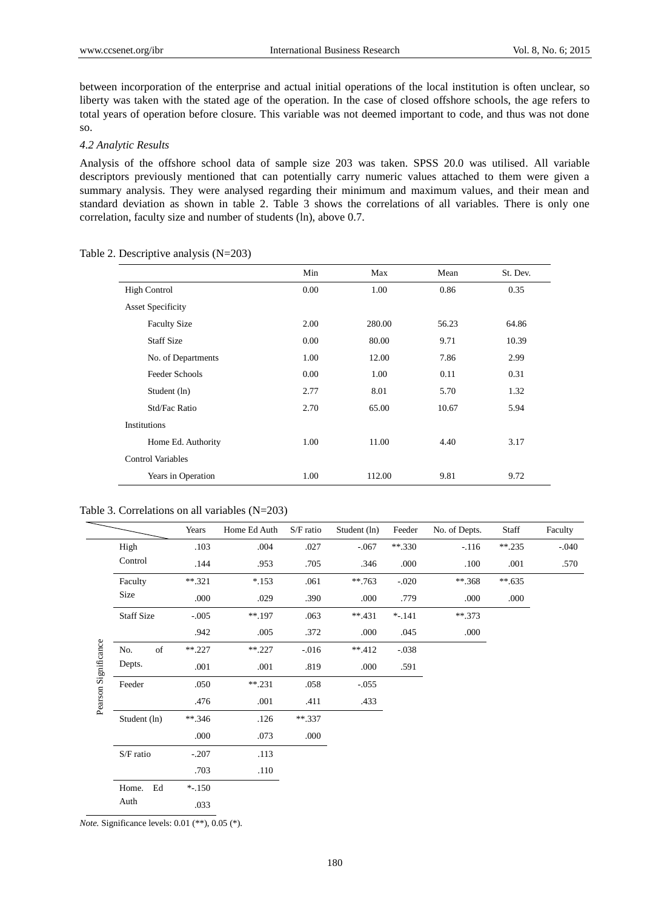between incorporation of the enterprise and actual initial operations of the local institution is often unclear, so liberty was taken with the stated age of the operation. In the case of closed offshore schools, the age refers to total years of operation before closure. This variable was not deemed important to code, and thus was not done so.

*4.2 Analytic Results*

Analysis of the offshore school data of sample size 203 was taken. SPSS 20.0 was utilised. All variable descriptors previously mentioned that can potentially carry numeric values attached to them were given a summary analysis. They were analysed regarding their minimum and maximum values, and their mean and standard deviation as shown in table 2. Table 3 shows the correlations of all variables. There is only one correlation, faculty size and number of students (ln), above 0.7.

Table 2. Descriptive analysis (N=203)

| | Min | Max | Mean | St. Dev. |
|---|---|---|---|---|
| High Control | 0.00 | 1.00 | 0.86 | 0.35 |
| Asset Specificity | | | | |
| Faculty Size | 2.00 | 280.00 | 56.23 | 64.86 |
| Staff Size | 0.00 | 80.00 | 9.71 | 10.39 |
| No. of Departments | 1.00 | 12.00 | 7.86 | 2.99 |
| Feeder Schools | 0.00 | 1.00 | 0.11 | 0.31 |
| Student (ln) | 2.77 | 8.01 | 5.70 | 1.32 |
| Std/Fac Ratio | 2.70 | 65.00 | 10.67 | 5.94 |
| Institutions | | | | |
| Home Ed. Authority | 1.00 | 11.00 | 4.40 | 3.17 |
| Control Variables | | | | |
| Years in Operation | 1.00 | 112.00 | 9.81 | 9.72 |

Table 3. Correlations on all variables (N=203)

| | | Years | Home Ed Auth | S/F ratio | Student (ln) | Feeder | No. of Depts. | Staff | Faculty |
|---|---|---|---|---|---|---|---|---|---|
| Pearson Significance | High Control | .103 | .004 | .027 | -.067 | **.330 | -.116 | **.235 | -.040 |
| | | .144 | .953 | .705 | .346 | .000 | .100 | .001 | .570 |
| | Faculty Size | **.321 | *.153 | .061 | **.763 | -.020 | **.368 | **.635 | |
| | | .000 | .029 | .390 | .000 | .779 | .000 | .000 | |
| | Staff Size | -.005 | **.197 | .063 | **.431 | *-.141 | **.373 | | |
| | | .942 | .005 | .372 | .000 | .045 | .000 | | |
| | No. of Depts. | **.227 | **.227 | -.016 | **.412 | -.038 | | | |
| | | .001 | .001 | .819 | .000 | .591 | | | |
| | Feeder | .050 | **.231 | .058 | -.055 | | | | |
| | | .476 | .001 | .411 | .433 | | | | |
| | Student (ln) | **.346 | .126 | **.337 | | | | | |
| | | .000 | .073 | .000 | | | | | |
| | S/F ratio | -.207 | .113 | | | | | | |
| | | .703 | .110 | | | | | | |
| | Home. Ed Auth | *-.150 | | | | | | | |
| | | .033 | | | | | | | |

*Note.* Significance levels: 0.01 (**), 0.05 (*).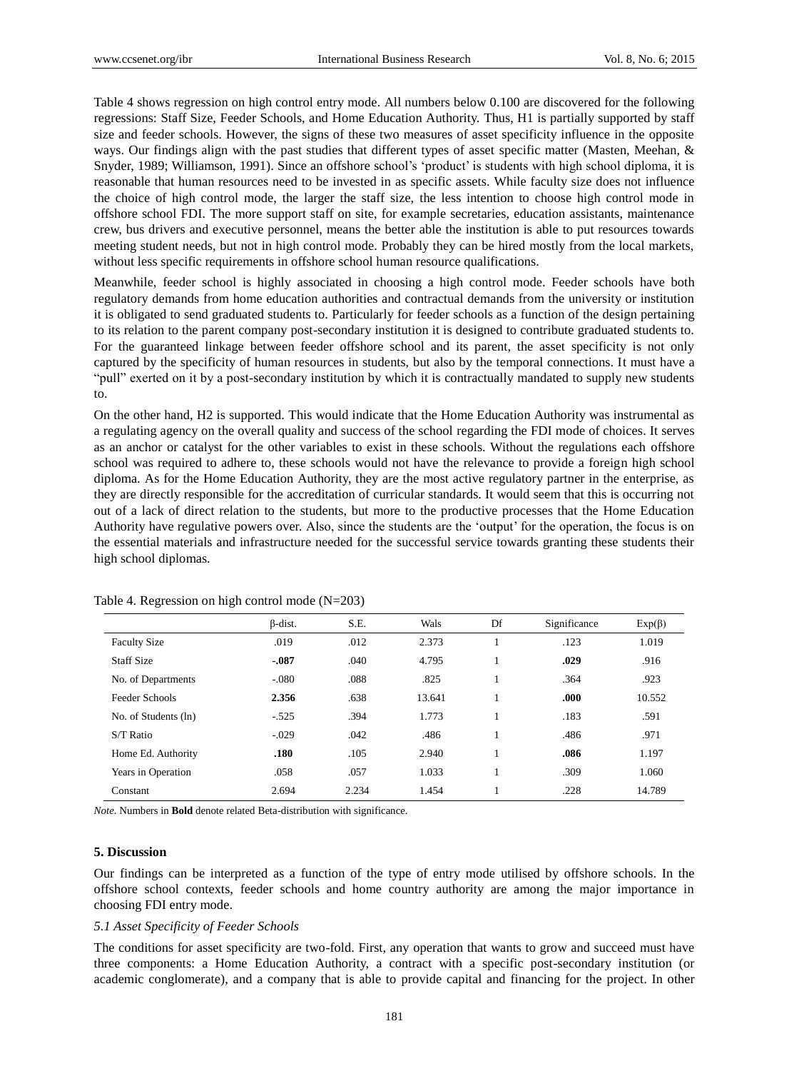Table 4 shows regression on high control entry mode. All numbers below 0.100 are discovered for the following regressions: Staff Size, Feeder Schools, and Home Education Authority. Thus, H1 is partially supported by staff size and feeder schools. However, the signs of these two measures of asset specificity influence in the opposite ways. Our findings align with the past studies that different types of asset specific matter (Masten, Meehan, & Snyder, 1989; Williamson, 1991). Since an offshore school's 'product' is students with high school diploma, it is reasonable that human resources need to be invested in as specific assets. While faculty size does not influence the choice of high control mode, the larger the staff size, the less intention to choose high control mode in offshore school FDI. The more support staff on site, for example secretaries, education assistants, maintenance crew, bus drivers and executive personnel, means the better able the institution is able to put resources towards meeting student needs, but not in high control mode. Probably they can be hired mostly from the local markets, without less specific requirements in offshore school human resource qualifications.

Meanwhile, feeder school is highly associated in choosing a high control mode. Feeder schools have both regulatory demands from home education authorities and contractual demands from the university or institution it is obligated to send graduated students to. Particularly for feeder schools as a function of the design pertaining to its relation to the parent company post-secondary institution it is designed to contribute graduated students to. For the guaranteed linkage between feeder offshore school and its parent, the asset specificity is not only captured by the specificity of human resources in students, but also by the temporal connections. It must have a "pull" exerted on it by a post-secondary institution by which it is contractually mandated to supply new students to.

On the other hand, H2 is supported. This would indicate that the Home Education Authority was instrumental as a regulating agency on the overall quality and success of the school regarding the FDI mode of choices. It serves as an anchor or catalyst for the other variables to exist in these schools. Without the regulations each offshore school was required to adhere to, these schools would not have the relevance to provide a foreign high school diploma. As for the Home Education Authority, they are the most active regulatory partner in the enterprise, as they are directly responsible for the accreditation of curricular standards. It would seem that this is occurring not out of a lack of direct relation to the students, but more to the productive processes that the Home Education Authority have regulative powers over. Also, since the students are the 'output' for the operation, the focus is on the essential materials and infrastructure needed for the successful service towards granting these students their high school diplomas.

Table 4. Regression on high control mode (N=203)

| | β-dist. | S.E. | Wals | Df | Significance | Exp(β) |
|---|---|---|---|---|---|---|
| Faculty Size | .019 | .012 | 2.373 | 1 | .123 | 1.019 |
| Staff Size | **-.087** | .040 | 4.795 | 1 | **.029** | .916 |
| No. of Departments | -.080 | .088 | .825 | 1 | .364 | .923 |
| Feeder Schools | **2.356** | .638 | 13.641 | 1 | **.000** | 10.552 |
| No. of Students (ln) | -.525 | .394 | 1.773 | 1 | .183 | .591 |
| S/T Ratio | -.029 | .042 | .486 | 1 | .486 | .971 |
| Home Ed. Authority | **.180** | .105 | 2.940 | 1 | **.086** | 1.197 |
| Years in Operation | .058 | .057 | 1.033 | 1 | .309 | 1.060 |
| Constant | 2.694 | 2.234 | 1.454 | 1 | .228 | 14.789 |

*Note.* Numbers in **Bold** denote related Beta-distribution with significance.

## 5. Discussion

Our findings can be interpreted as a function of the type of entry mode utilised by offshore schools. In the offshore school contexts, feeder schools and home country authority are among the major importance in choosing FDI entry mode.

### *5.1 Asset Specificity of Feeder Schools*

The conditions for asset specificity are two-fold. First, any operation that wants to grow and succeed must have three components: a Home Education Authority, a contract with a specific post-secondary institution (or academic conglomerate), and a company that is able to provide capital and financing for the project. In other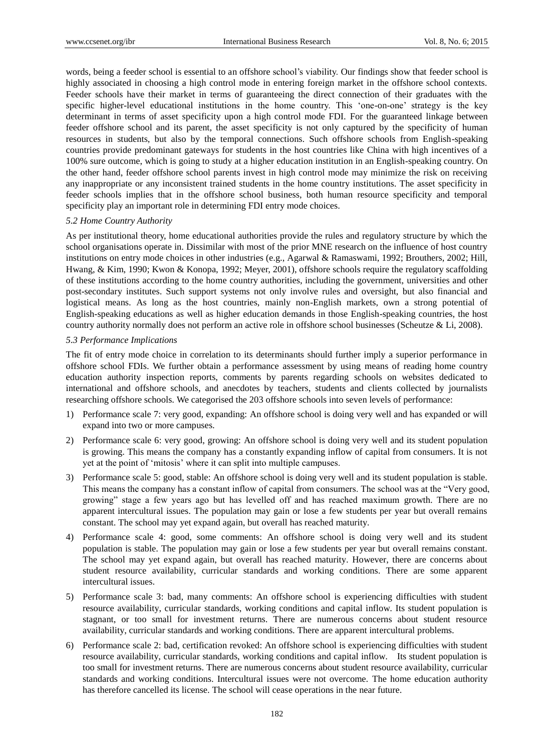words, being a feeder school is essential to an offshore school's viability. Our findings show that feeder school is highly associated in choosing a high control mode in entering foreign market in the offshore school contexts. Feeder schools have their market in terms of guaranteeing the direct connection of their graduates with the specific higher-level educational institutions in the home country. This 'one-on-one' strategy is the key determinant in terms of asset specificity upon a high control mode FDI. For the guaranteed linkage between feeder offshore school and its parent, the asset specificity is not only captured by the specificity of human resources in students, but also by the temporal connections. Such offshore schools from English-speaking countries provide predominant gateways for students in the host countries like China with high incentives of a 100% sure outcome, which is going to study at a higher education institution in an English-speaking country. On the other hand, feeder offshore school parents invest in high control mode may minimize the risk on receiving any inappropriate or any inconsistent trained students in the home country institutions. The asset specificity in feeder schools implies that in the offshore school business, both human resource specificity and temporal specificity play an important role in determining FDI entry mode choices.

### *5.2 Home Country Authority*

As per institutional theory, home educational authorities provide the rules and regulatory structure by which the school organisations operate in. Dissimilar with most of the prior MNE research on the influence of host country institutions on entry mode choices in other industries (e.g., Agarwal & Ramaswami, 1992; Brouthers, 2002; Hill, Hwang, & Kim, 1990; Kwon & Konopa, 1992; Meyer, 2001), offshore schools require the regulatory scaffolding of these institutions according to the home country authorities, including the government, universities and other post-secondary institutes. Such support systems not only involve rules and oversight, but also financial and logistical means. As long as the host countries, mainly non-English markets, own a strong potential of English-speaking educations as well as higher education demands in those English-speaking countries, the host country authority normally does not perform an active role in offshore school businesses (Scheutze & Li, 2008).

### *5.3 Performance Implications*

The fit of entry mode choice in correlation to its determinants should further imply a superior performance in offshore school FDIs. We further obtain a performance assessment by using means of reading home country education authority inspection reports, comments by parents regarding schools on websites dedicated to international and offshore schools, and anecdotes by teachers, students and clients collected by journalists researching offshore schools. We categorised the 203 offshore schools into seven levels of performance:

1) Performance scale 7: very good, expanding: An offshore school is doing very well and has expanded or will expand into two or more campuses.
2) Performance scale 6: very good, growing: An offshore school is doing very well and its student population is growing. This means the company has a constantly expanding inflow of capital from consumers. It is not yet at the point of 'mitosis' where it can split into multiple campuses.
3) Performance scale 5: good, stable: An offshore school is doing very well and its student population is stable. This means the company has a constant inflow of capital from consumers. The school was at the "Very good, growing" stage a few years ago but has levelled off and has reached maximum growth. There are no apparent intercultural issues. The population may gain or lose a few students per year but overall remains constant. The school may yet expand again, but overall has reached maturity.
4) Performance scale 4: good, some comments: An offshore school is doing very well and its student population is stable. The population may gain or lose a few students per year but overall remains constant. The school may yet expand again, but overall has reached maturity. However, there are concerns about student resource availability, curricular standards and working conditions. There are some apparent intercultural issues.
5) Performance scale 3: bad, many comments: An offshore school is experiencing difficulties with student resource availability, curricular standards, working conditions and capital inflow. Its student population is stagnant, or too small for investment returns. There are numerous concerns about student resource availability, curricular standards and working conditions. There are apparent intercultural problems.
6) Performance scale 2: bad, certification revoked: An offshore school is experiencing difficulties with student resource availability, curricular standards, working conditions and capital inflow. Its student population is too small for investment returns. There are numerous concerns about student resource availability, curricular standards and working conditions. Intercultural issues were not overcome. The home education authority has therefore cancelled its license. The school will cease operations in the near future.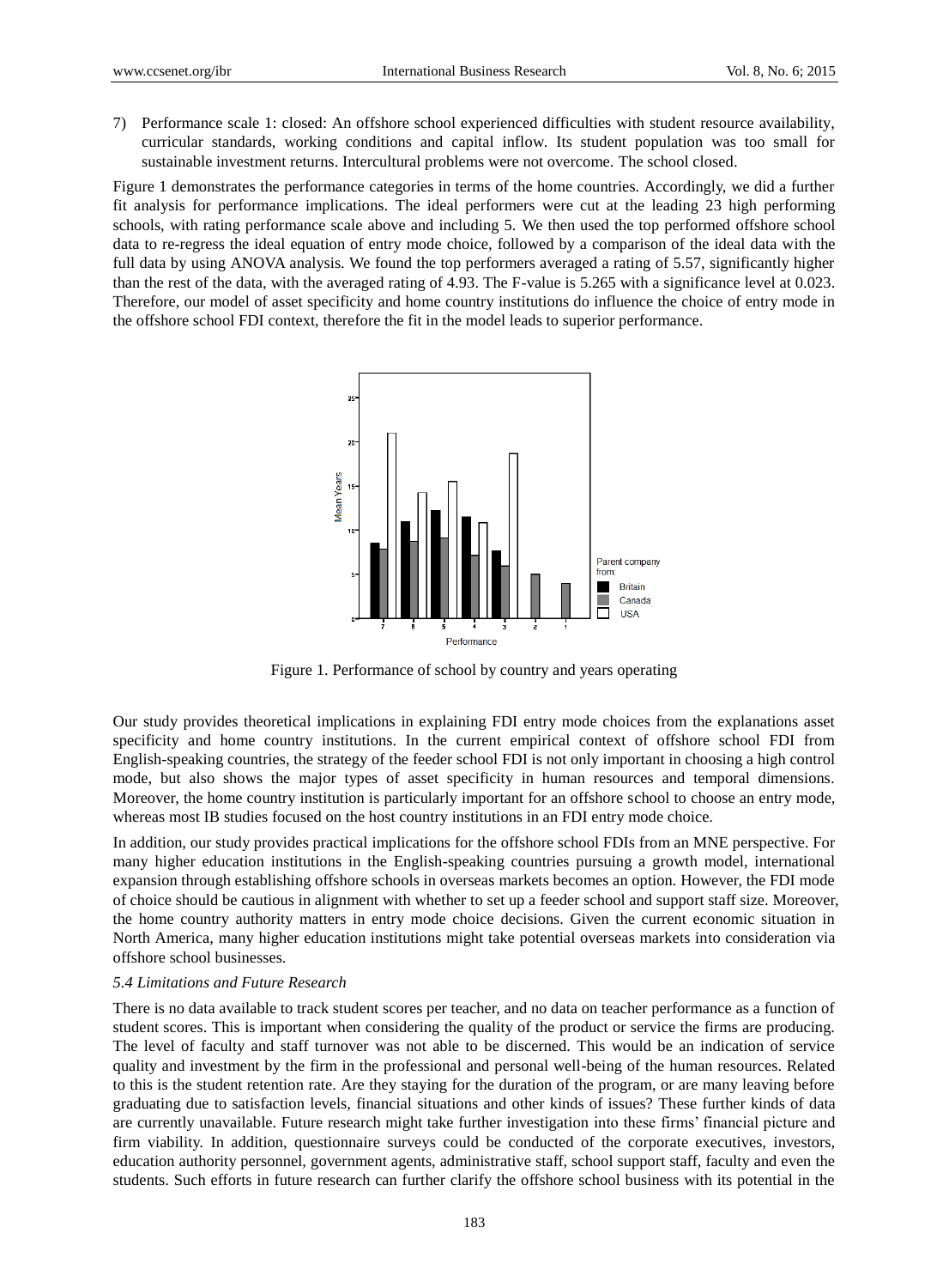7) Performance scale 1: closed: An offshore school experienced difficulties with student resource availability, curricular standards, working conditions and capital inflow. Its student population was too small for sustainable investment returns. Intercultural problems were not overcome. The school closed.

Figure 1 demonstrates the performance categories in terms of the home countries. Accordingly, we did a further fit analysis for performance implications. The ideal performers were cut at the leading 23 high performing schools, with rating performance scale above and including 5. We then used the top performed offshore school data to re-regress the ideal equation of entry mode choice, followed by a comparison of the ideal data with the full data by using ANOVA analysis. We found the top performers averaged a rating of 5.57, significantly higher than the rest of the data, with the averaged rating of 4.93. The F-value is 5.265 with a significance level at 0.023. Therefore, our model of asset specificity and home country institutions do influence the choice of entry mode in the offshore school FDI context, therefore the fit in the model leads to superior performance.

Figure 1. Performance of school by country and years operating

Our study provides theoretical implications in explaining FDI entry mode choices from the explanations asset specificity and home country institutions. In the current empirical context of offshore school FDI from English-speaking countries, the strategy of the feeder school FDI is not only important in choosing a high control mode, but also shows the major types of asset specificity in human resources and temporal dimensions. Moreover, the home country institution is particularly important for an offshore school to choose an entry mode, whereas most IB studies focused on the host country institutions in an FDI entry mode choice.

In addition, our study provides practical implications for the offshore school FDIs from an MNE perspective. For many higher education institutions in the English-speaking countries pursuing a growth model, international expansion through establishing offshore schools in overseas markets becomes an option. However, the FDI mode of choice should be cautious in alignment with whether to set up a feeder school and support staff size. Moreover, the home country authority matters in entry mode choice decisions. Given the current economic situation in North America, many higher education institutions might take potential overseas markets into consideration via offshore school businesses.

### *5.4 Limitations and Future Research*

There is no data available to track student scores per teacher, and no data on teacher performance as a function of student scores. This is important when considering the quality of the product or service the firms are producing. The level of faculty and staff turnover was not able to be discerned. This would be an indication of service quality and investment by the firm in the professional and personal well-being of the human resources. Related to this is the student retention rate. Are they staying for the duration of the program, or are many leaving before graduating due to satisfaction levels, financial situations and other kinds of issues? These further kinds of data are currently unavailable. Future research might take further investigation into these firms' financial picture and firm viability. In addition, questionnaire surveys could be conducted of the corporate executives, investors, education authority personnel, government agents, administrative staff, school support staff, faculty and even the students. Such efforts in future research can further clarify the offshore school business with its potential in the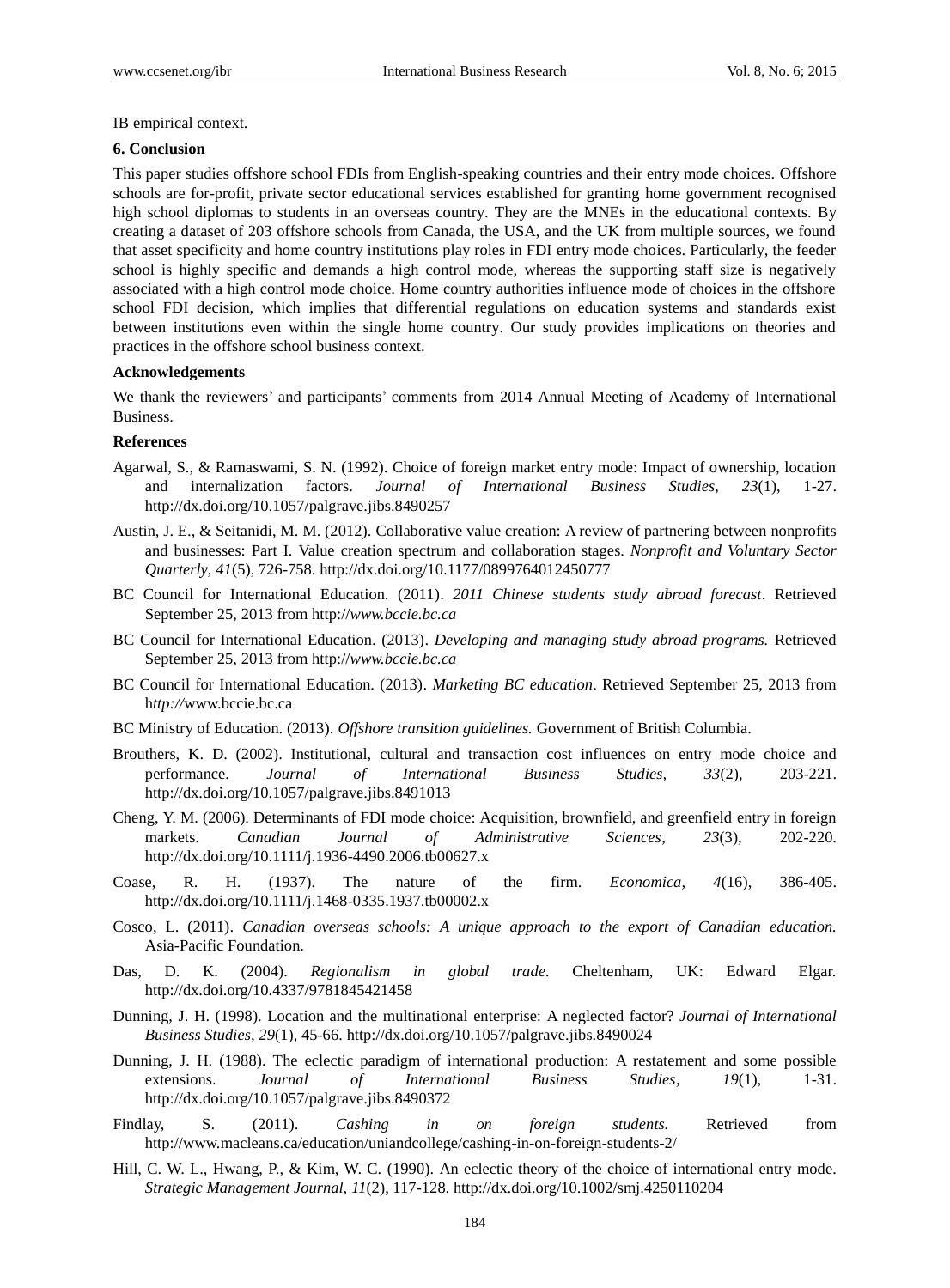IB empirical context.

## 6. Conclusion

This paper studies offshore school FDIs from English-speaking countries and their entry mode choices. Offshore schools are for-profit, private sector educational services established for granting home government recognised high school diplomas to students in an overseas country. They are the MNEs in the educational contexts. By creating a dataset of 203 offshore schools from Canada, the USA, and the UK from multiple sources, we found that asset specificity and home country institutions play roles in FDI entry mode choices. Particularly, the feeder school is highly specific and demands a high control mode, whereas the supporting staff size is negatively associated with a high control mode choice. Home country authorities influence mode of choices in the offshore school FDI decision, which implies that differential regulations on education systems and standards exist between institutions even within the single home country. Our study provides implications on theories and practices in the offshore school business context.

## Acknowledgements

We thank the reviewers' and participants' comments from 2014 Annual Meeting of Academy of International Business.

## References

Agarwal, S., & Ramaswami, S. N. (1992). Choice of foreign market entry mode: Impact of ownership, location and internalization factors. *Journal of International Business Studies, 23*(1), 1-27. http://dx.doi.org/10.1057/palgrave.jibs.8490257

Austin, J. E., & Seitanidi, M. M. (2012). Collaborative value creation: A review of partnering between nonprofits and businesses: Part I. Value creation spectrum and collaboration stages. *Nonprofit and Voluntary Sector Quarterly, 41*(5), 726-758. http://dx.doi.org/10.1177/0899764012450777

BC Council for International Education. (2011). *2011 Chinese students study abroad forecast*. Retrieved September 25, 2013 from http://*www.bccie.bc.ca*

BC Council for International Education. (2013). *Developing and managing study abroad programs.* Retrieved September 25, 2013 from http://*www.bccie.bc.ca*

BC Council for International Education. (2013). *Marketing BC education*. Retrieved September 25, 2013 from h*ttp://*www.bccie.bc.ca

BC Ministry of Education. (2013). *Offshore transition guidelines.* Government of British Columbia.

Brouthers, K. D. (2002). Institutional, cultural and transaction cost influences on entry mode choice and performance. *Journal of International Business Studies, 33*(2), 203-221. http://dx.doi.org/10.1057/palgrave.jibs.8491013

Cheng, Y. M. (2006). Determinants of FDI mode choice: Acquisition, brownfield, and greenfield entry in foreign markets. *Canadian Journal of Administrative Sciences*, *23*(3), 202-220. http://dx.doi.org/10.1111/j.1936-4490.2006.tb00627.x

Coase, R. H. (1937). The nature of the firm. *Economica*, *4*(16), 386-405. http://dx.doi.org/10.1111/j.1468-0335.1937.tb00002.x

Cosco, L. (2011). *Canadian overseas schools: A unique approach to the export of Canadian education.* Asia-Pacific Foundation.

Das, D. K. (2004). *Regionalism in global trade.* Cheltenham, UK: Edward Elgar. http://dx.doi.org/10.4337/9781845421458

Dunning, J. H. (1998). Location and the multinational enterprise: A neglected factor? *Journal of International Business Studies*, *29*(1), 45-66. http://dx.doi.org/10.1057/palgrave.jibs.8490024

Dunning, J. H. (1988). The eclectic paradigm of international production: A restatement and some possible extensions. *Journal of International Business Studies*, *19*(1), 1-31. http://dx.doi.org/10.1057/palgrave.jibs.8490372

Findlay, S. (2011). *Cashing in on foreign students.* Retrieved from http://www.macleans.ca/education/uniandcollege/cashing-in-on-foreign-students-2/

Hill, C. W. L., Hwang, P., & Kim, W. C. (1990). An eclectic theory of the choice of international entry mode. *Strategic Management Journal, 11*(2), 117-128. http://dx.doi.org/10.1002/smj.4250110204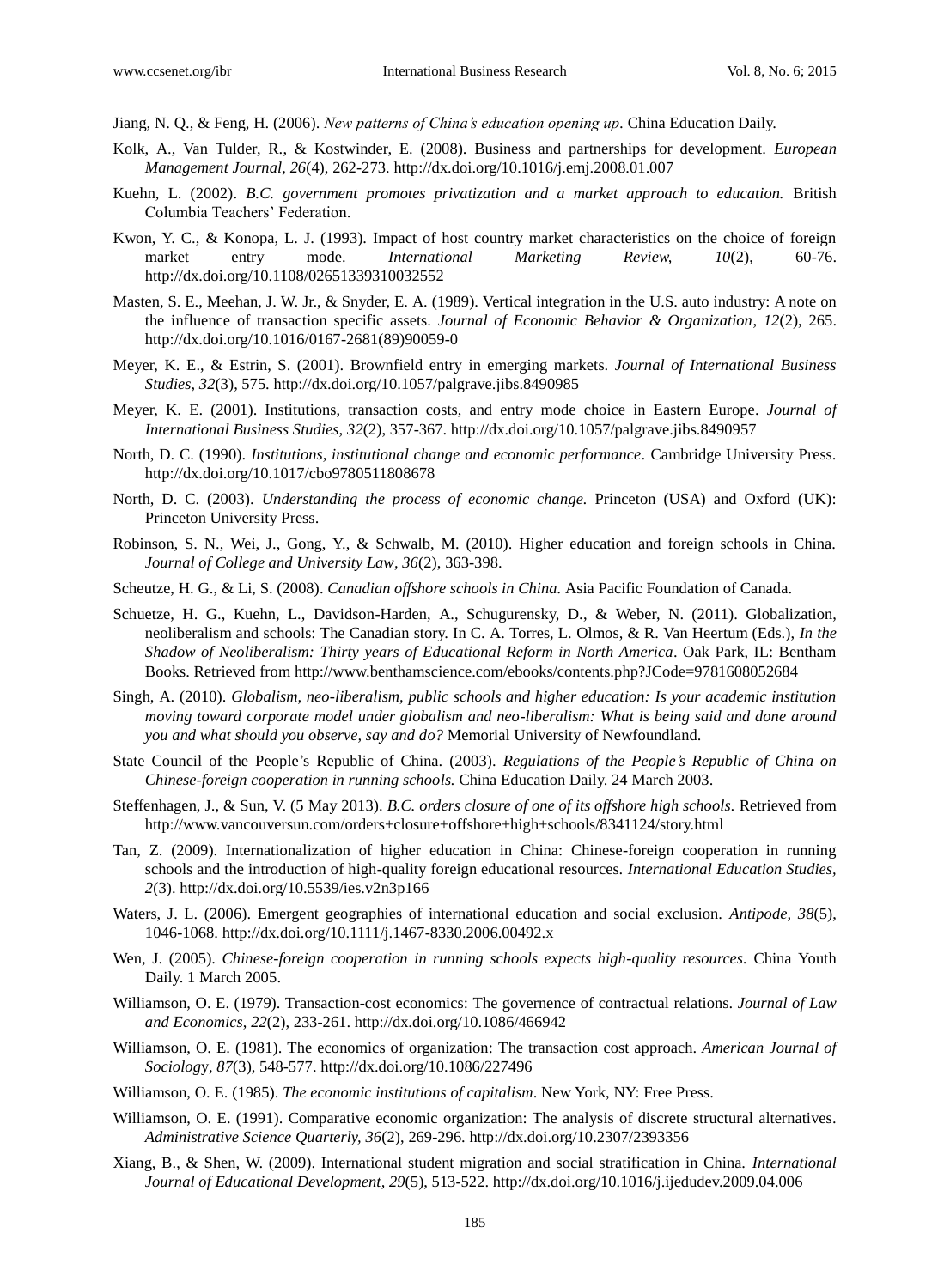Jiang, N. Q., & Feng, H. (2006). *New patterns of China's education opening up*. China Education Daily.

Kolk, A., Van Tulder, R., & Kostwinder, E. (2008). Business and partnerships for development. *European Management Journal, 26*(4), 262-273. http://dx.doi.org/10.1016/j.emj.2008.01.007

Kuehn, L. (2002). *B.C. government promotes privatization and a market approach to education.* British Columbia Teachers' Federation.

Kwon, Y. C., & Konopa, L. J. (1993). Impact of host country market characteristics on the choice of foreign market entry mode. *International Marketing Review, 10*(2), 60-76. http://dx.doi.org/10.1108/02651339310032552

Masten, S. E., Meehan, J. W. Jr., & Snyder, E. A. (1989). Vertical integration in the U.S. auto industry: A note on the influence of transaction specific assets. *Journal of Economic Behavior & Organization*, *12*(2), 265. http://dx.doi.org/10.1016/0167-2681(89)90059-0

Meyer, K. E., & Estrin, S. (2001). Brownfield entry in emerging markets. *Journal of International Business Studies, 32*(3), 575. http://dx.doi.org/10.1057/palgrave.jibs.8490985

Meyer, K. E. (2001). Institutions, transaction costs, and entry mode choice in Eastern Europe. *Journal of International Business Studies, 32*(2), 357-367. http://dx.doi.org/10.1057/palgrave.jibs.8490957

North, D. C. (1990). *Institutions, institutional change and economic performance*. Cambridge University Press. http://dx.doi.org/10.1017/cbo9780511808678

North, D. C. (2003). *Understanding the process of economic change.* Princeton (USA) and Oxford (UK): Princeton University Press.

Robinson, S. N., Wei, J., Gong, Y., & Schwalb, M. (2010). Higher education and foreign schools in China. *Journal of College and University Law*, *36*(2), 363-398.

Scheutze, H. G., & Li, S. (2008). *Canadian offshore schools in China.* Asia Pacific Foundation of Canada.

Schuetze, H. G., Kuehn, L., Davidson-Harden, A., Schugurensky, D., & Weber, N. (2011). Globalization, neoliberalism and schools: The Canadian story. In C. A. Torres, L. Olmos, & R. Van Heertum (Eds.), *In the Shadow of Neoliberalism: Thirty years of Educational Reform in North America*. Oak Park, IL: Bentham Books. Retrieved from http://www.benthamscience.com/ebooks/contents.php?JCode=9781608052684

Singh, A. (2010). *Globalism, neo-liberalism, public schools and higher education: Is your academic institution moving toward corporate model under globalism and neo-liberalism: What is being said and done around you and what should you observe, say and do?* Memorial University of Newfoundland.

State Council of the People's Republic of China. (2003). *Regulations of the People's Republic of China on Chinese-foreign cooperation in running schools.* China Education Daily. 24 March 2003.

Steffenhagen, J., & Sun, V. (5 May 2013). *B.C. orders closure of one of its offshore high schools*. Retrieved from http://www.vancouversun.com/orders+closure+offshore+high+schools/8341124/story.html

Tan, Z. (2009). Internationalization of higher education in China: Chinese-foreign cooperation in running schools and the introduction of high-quality foreign educational resources. *International Education Studies, 2*(3). http://dx.doi.org/10.5539/ies.v2n3p166

Waters, J. L. (2006). Emergent geographies of international education and social exclusion. *Antipode, 38*(5), 1046-1068. http://dx.doi.org/10.1111/j.1467-8330.2006.00492.x

Wen, J. (2005). *Chinese-foreign cooperation in running schools expects high-quality resources*. China Youth Daily. 1 March 2005.

Williamson, O. E. (1979). Transaction-cost economics: The governence of contractual relations. *Journal of Law and Economics*, *22*(2), 233-261. http://dx.doi.org/10.1086/466942

Williamson, O. E. (1981). The economics of organization: The transaction cost approach. *American Journal of Sociology*, *87*(3), 548-577. http://dx.doi.org/10.1086/227496

Williamson, O. E. (1985). *The economic institutions of capitalism*. New York, NY: Free Press.

Williamson, O. E. (1991). Comparative economic organization: The analysis of discrete structural alternatives. *Administrative Science Quarterly, 36*(2), 269-296. http://dx.doi.org/10.2307/2393356

Xiang, B., & Shen, W. (2009). International student migration and social stratification in China. *International Journal of Educational Development, 29*(5), 513-522. http://dx.doi.org/10.1016/j.ijedudev.2009.04.006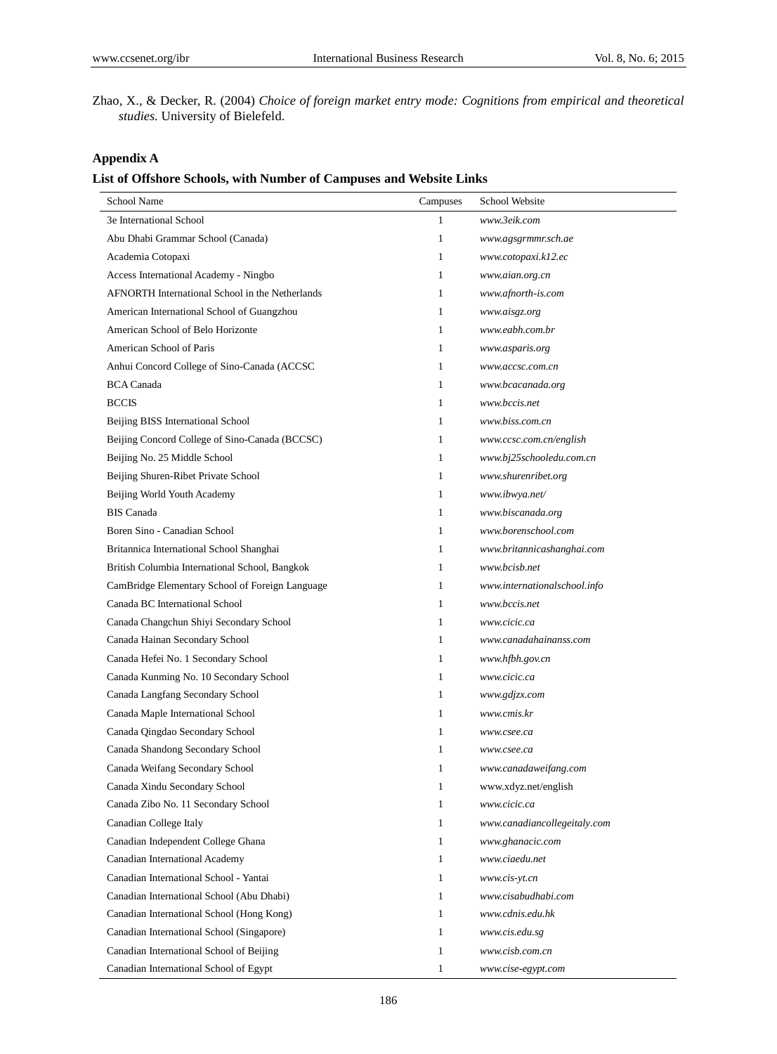Zhao, X., & Decker, R. (2004) *Choice of foreign market entry mode: Cognitions from empirical and theoretical studies.* University of Bielefeld.

## Appendix A

### List of Offshore Schools, with Number of Campuses and Website Links

| School Name | Campuses | School Website |
|---|---|---|
| 3e International School | 1 | *www.3eik.com* |
| Abu Dhabi Grammar School (Canada) | 1 | *www.agsgrmmr.sch.ae* |
| Academia Cotopaxi | 1 | *www.cotopaxi.k12.ec* |
| Access International Academy - Ningbo | 1 | *www.aian.org.cn* |
| AFNORTH International School in the Netherlands | 1 | *www.afnorth-is.com* |
| American International School of Guangzhou | 1 | *www.aisgz.org* |
| American School of Belo Horizonte | 1 | *www.eabh.com.br* |
| American School of Paris | 1 | *www.asparis.org* |
| Anhui Concord College of Sino-Canada (ACCSC | 1 | *www.accsc.com.cn* |
| BCA Canada | 1 | *www.bcacanada.org* |
| BCCIS | 1 | *www.bccis.net* |
| Beijing BISS International School | 1 | *www.biss.com.cn* |
| Beijing Concord College of Sino-Canada (BCCSC) | 1 | *www.ccsc.com.cn/english* |
| Beijing No. 25 Middle School | 1 | *www.bj25schooledu.com.cn* |
| Beijing Shuren-Ribet Private School | 1 | *www.shurenribet.org* |
| Beijing World Youth Academy | 1 | *www.ibwya.net/* |
| BIS Canada | 1 | *www.biscanada.org* |
| Boren Sino - Canadian School | 1 | *www.borenschool.com* |
| Britannica International School Shanghai | 1 | *www.britannicashanghai.com* |
| British Columbia International School, Bangkok | 1 | *www.bcisb.net* |
| CamBridge Elementary School of Foreign Language | 1 | *www.internationalschool.info* |
| Canada BC International School | 1 | *www.bccis.net* |
| Canada Changchun Shiyi Secondary School | 1 | *www.cicic.ca* |
| Canada Hainan Secondary School | 1 | *www.canadahainanss.com* |
| Canada Hefei No. 1 Secondary School | 1 | *www.hfbh.gov.cn* |
| Canada Kunming No. 10 Secondary School | 1 | *www.cicic.ca* |
| Canada Langfang Secondary School | 1 | *www.gdjzx.com* |
| Canada Maple International School | 1 | *www.cmis.kr* |
| Canada Qingdao Secondary School | 1 | *www.csee.ca* |
| Canada Shandong Secondary School | 1 | *www.csee.ca* |
| Canada Weifang Secondary School | 1 | *www.canadaweifang.com* |
| Canada Xindu Secondary School | 1 | www.xdyz.net/english |
| Canada Zibo No. 11 Secondary School | 1 | *www.cicic.ca* |
| Canadian College Italy | 1 | *www.canadiancollegeitaly.com* |
| Canadian Independent College Ghana | 1 | *www.ghanacic.com* |
| Canadian International Academy | 1 | *www.ciaedu.net* |
| Canadian International School - Yantai | 1 | *www.cis-yt.cn* |
| Canadian International School (Abu Dhabi) | 1 | *www.cisabudhabi.com* |
| Canadian International School (Hong Kong) | 1 | *www.cdnis.edu.hk* |
| Canadian International School (Singapore) | 1 | *www.cis.edu.sg* |
| Canadian International School of Beijing | 1 | *www.cisb.com.cn* |
| Canadian International School of Egypt | 1 | *www.cise-egypt.com* |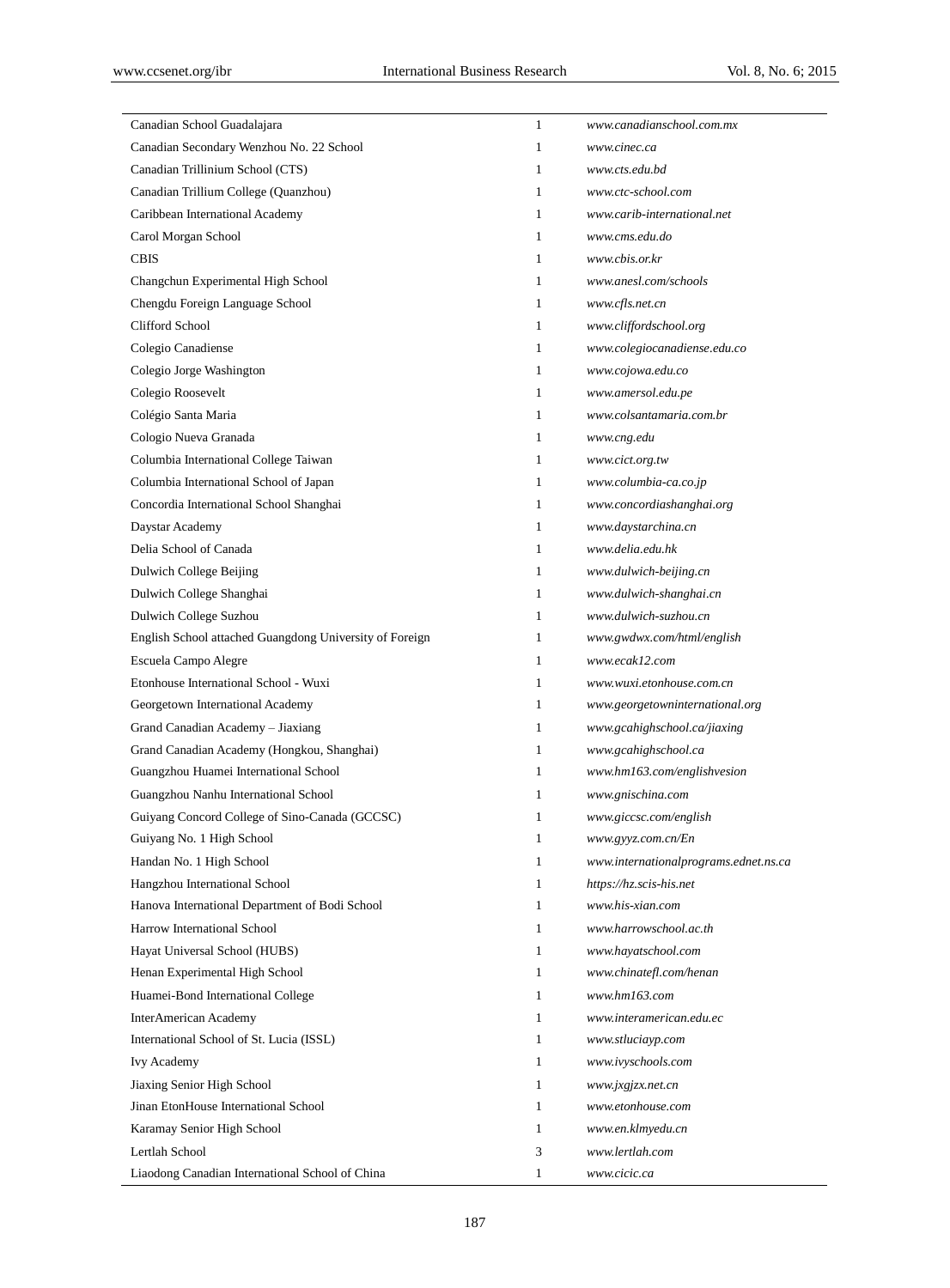| | | |
|---|---|---|
| Canadian School Guadalajara | 1 | *www.canadianschool.com.mx* |
| Canadian Secondary Wenzhou No. 22 School | 1 | *www.cinec.ca* |
| Canadian Trillinium School (CTS) | 1 | *www.cts.edu.bd* |
| Canadian Trillium College (Quanzhou) | 1 | *www.ctc-school.com* |
| Caribbean International Academy | 1 | *www.carib-international.net* |
| Carol Morgan School | 1 | *www.cms.edu.do* |
| CBIS | 1 | *www.cbis.or.kr* |
| Changchun Experimental High School | 1 | *www.anesl.com/schools* |
| Chengdu Foreign Language School | 1 | *www.cfls.net.cn* |
| Clifford School | 1 | *www.cliffordschool.org* |
| Colegio Canadiense | 1 | *www.colegiocanadiense.edu.co* |
| Colegio Jorge Washington | 1 | *www.cojowa.edu.co* |
| Colegio Roosevelt | 1 | *www.amersol.edu.pe* |
| Colégio Santa Maria | 1 | *www.colsantamaria.com.br* |
| Cologio Nueva Granada | 1 | *www.cng.edu* |
| Columbia International College Taiwan | 1 | *www.cict.org.tw* |
| Columbia International School of Japan | 1 | *www.columbia-ca.co.jp* |
| Concordia International School Shanghai | 1 | *www.concordiashanghai.org* |
| Daystar Academy | 1 | *www.daystarchina.cn* |
| Delia School of Canada | 1 | *www.delia.edu.hk* |
| Dulwich College Beijing | 1 | *www.dulwich-beijing.cn* |
| Dulwich College Shanghai | 1 | *www.dulwich-shanghai.cn* |
| Dulwich College Suzhou | 1 | *www.dulwich-suzhou.cn* |
| English School attached Guangdong University of Foreign | 1 | *www.gwdwx.com/html/english* |
| Escuela Campo Alegre | 1 | *www.ecak12.com* |
| Etonhouse International School - Wuxi | 1 | *www.wuxi.etonhouse.com.cn* |
| Georgetown International Academy | 1 | *www.georgetowninternational.org* |
| Grand Canadian Academy – Jiaxiang | 1 | *www.gcahighschool.ca/jiaxing* |
| Grand Canadian Academy (Hongkou, Shanghai) | 1 | *www.gcahighschool.ca* |
| Guangzhou Huamei International School | 1 | *www.hm163.com/englishvesion* |
| Guangzhou Nanhu International School | 1 | *www.gnischina.com* |
| Guiyang Concord College of Sino-Canada (GCCSC) | 1 | *www.giccsc.com/english* |
| Guiyang No. 1 High School | 1 | *www.gyyz.com.cn/En* |
| Handan No. 1 High School | 1 | *www.internationalprograms.ednet.ns.ca* |
| Hangzhou International School | 1 | *https://hz.scis-his.net* |
| Hanova International Department of Bodi School | 1 | *www.his-xian.com* |
| Harrow International School | 1 | *www.harrowschool.ac.th* |
| Hayat Universal School (HUBS) | 1 | *www.hayatschool.com* |
| Henan Experimental High School | 1 | *www.chinatefl.com/henan* |
| Huamei-Bond International College | 1 | *www.hm163.com* |
| InterAmerican Academy | 1 | *www.interamerican.edu.ec* |
| International School of St. Lucia (ISSL) | 1 | *www.stluciayp.com* |
| Ivy Academy | 1 | *www.ivyschools.com* |
| Jiaxing Senior High School | 1 | *www.jxgjzx.net.cn* |
| Jinan EtonHouse International School | 1 | *www.etonhouse.com* |
| Karamay Senior High School | 1 | *www.en.klmyedu.cn* |
| Lertlah School | 3 | *www.lertlah.com* |
| Liaodong Canadian International School of China | 1 | *www.cicic.ca* |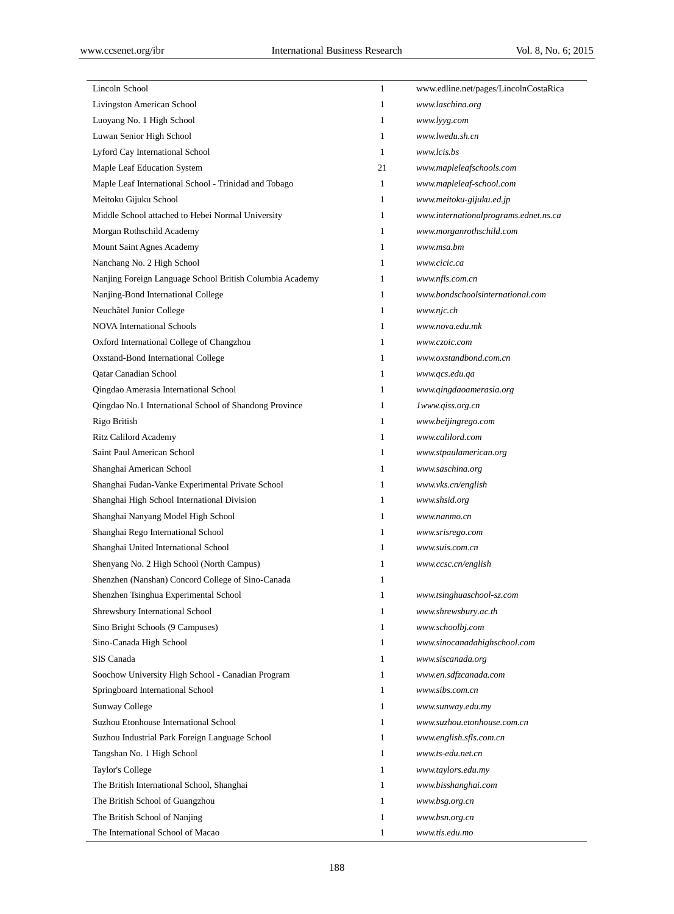| | | |
|---|---|---|
| Lincoln School | 1 | www.edline.net/pages/LincolnCostaRica |
| Livingston American School | 1 | *www.laschina.org* |
| Luoyang No. 1 High School | 1 | *www.lyyg.com* |
| Luwan Senior High School | 1 | *www.lwedu.sh.cn* |
| Lyford Cay International School | 1 | *www.lcis.bs* |
| Maple Leaf Education System | 21 | *www.mapleleafschools.com* |
| Maple Leaf International School - Trinidad and Tobago | 1 | *www.mapleleaf-school.com* |
| Meitoku Gijuku School | 1 | *www.meitoku-gijuku.ed.jp* |
| Middle School attached to Hebei Normal University | 1 | *www.internationalprograms.ednet.ns.ca* |
| Morgan Rothschild Academy | 1 | *www.morganrothschild.com* |
| Mount Saint Agnes Academy | 1 | *www.msa.bm* |
| Nanchang No. 2 High School | 1 | *www.cicic.ca* |
| Nanjing Foreign Language School British Columbia Academy | 1 | *www.nfls.com.cn* |
| Nanjing-Bond International College | 1 | *www.bondschoolsinternational.com* |
| Neuchâtel Junior College | 1 | *www.njc.ch* |
| NOVA International Schools | 1 | *www.nova.edu.mk* |
| Oxford International College of Changzhou | 1 | *www.czoic.com* |
| Oxstand-Bond International College | 1 | *www.oxstandbond.com.cn* |
| Qatar Canadian School | 1 | *www.qcs.edu.qa* |
| Qingdao Amerasia International School | 1 | *www.qingdaoamerasia.org* |
| Qingdao No.1 International School of Shandong Province | 1 | *1www.qiss.org.cn* |
| Rigo British | 1 | *www.beijingrego.com* |
| Ritz Calilord Academy | 1 | *www.calilord.com* |
| Saint Paul American School | 1 | *www.stpaulamerican.org* |
| Shanghai American School | 1 | *www.saschina.org* |
| Shanghai Fudan-Vanke Experimental Private School | 1 | *www.vks.cn/english* |
| Shanghai High School International Division | 1 | *www.shsid.org* |
| Shanghai Nanyang Model High School | 1 | *www.nanmo.cn* |
| Shanghai Rego International School | 1 | *www.srisrego.com* |
| Shanghai United International School | 1 | *www.suis.com.cn* |
| Shenyang No. 2 High School (North Campus) | 1 | *www.ccsc.cn/english* |
| Shenzhen (Nanshan) Concord College of Sino-Canada | 1 | |
| Shenzhen Tsinghua Experimental School | 1 | *www.tsinghuaschool-sz.com* |
| Shrewsbury International School | 1 | *www.shrewsbury.ac.th* |
| Sino Bright Schools (9 Campuses) | 1 | *www.schoolbj.com* |
| Sino-Canada High School | 1 | *www.sinocanadahighschool.com* |
| SIS Canada | 1 | *www.siscanada.org* |
| Soochow University High School - Canadian Program | 1 | *www.en.sdfzcanada.com* |
| Springboard International School | 1 | *www.sibs.com.cn* |
| Sunway College | 1 | *www.sunway.edu.my* |
| Suzhou Etonhouse International School | 1 | *www.suzhou.etonhouse.com.cn* |
| Suzhou Industrial Park Foreign Language School | 1 | *www.english.sfls.com.cn* |
| Tangshan No. 1 High School | 1 | *www.ts-edu.net.cn* |
| Taylor's College | 1 | *www.taylors.edu.my* |
| The British International School, Shanghai | 1 | *www.bisshanghai.com* |
| The British School of Guangzhou | 1 | *www.bsg.org.cn* |
| The British School of Nanjing | 1 | *www.bsn.org.cn* |
| The International School of Macao | 1 | *www.tis.edu.mo* |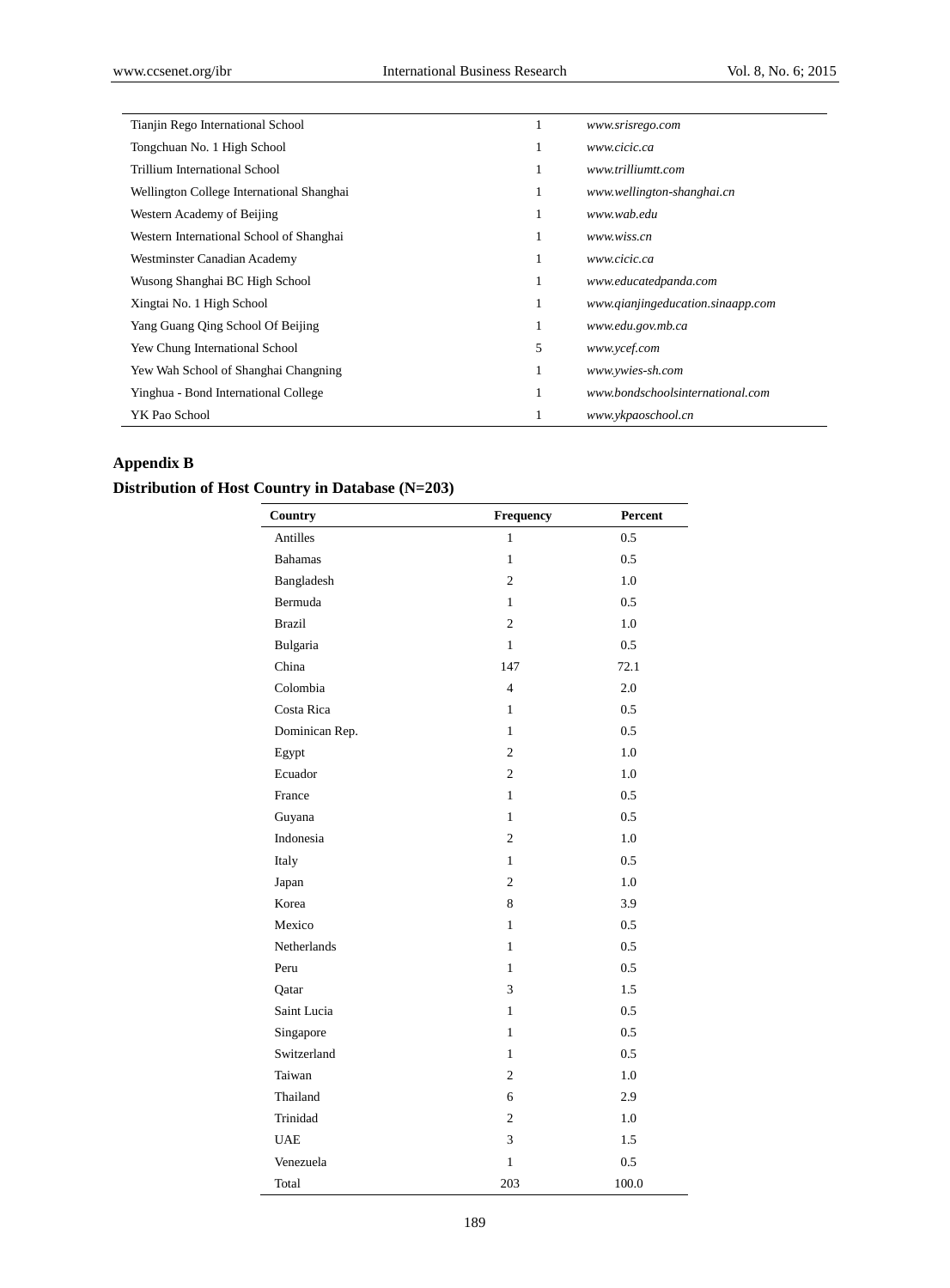| | | |
|---|---|---|
| Tianjin Rego International School | 1 | *www.srisrego.com* |
| Tongchuan No. 1 High School | 1 | *www.cicic.ca* |
| Trillium International School | 1 | *www.trilliumtt.com* |
| Wellington College International Shanghai | 1 | *www.wellington-shanghai.cn* |
| Western Academy of Beijing | 1 | *www.wab.edu* |
| Western International School of Shanghai | 1 | *www.wiss.cn* |
| Westminster Canadian Academy | 1 | *www.cicic.ca* |
| Wusong Shanghai BC High School | 1 | *www.educatedpanda.com* |
| Xingtai No. 1 High School | 1 | *www.qianjingeducation.sinaapp.com* |
| Yang Guang Qing School Of Beijing | 1 | *www.edu.gov.mb.ca* |
| Yew Chung International School | 5 | *www.ycef.com* |
| Yew Wah School of Shanghai Changning | 1 | *www.ywies-sh.com* |
| Yinghua - Bond International College | 1 | *www.bondschoolsinternational.com* |
| YK Pao School | 1 | *www.ykpaoschool.cn* |

## Appendix B

### Distribution of Host Country in Database (N=203)

| Country | Frequency | Percent |
|---|---|---|
| Antilles | 1 | 0.5 |
| Bahamas | 1 | 0.5 |
| Bangladesh | 2 | 1.0 |
| Bermuda | 1 | 0.5 |
| Brazil | 2 | 1.0 |
| Bulgaria | 1 | 0.5 |
| China | 147 | 72.1 |
| Colombia | 4 | 2.0 |
| Costa Rica | 1 | 0.5 |
| Dominican Rep. | 1 | 0.5 |
| Egypt | 2 | 1.0 |
| Ecuador | 2 | 1.0 |
| France | 1 | 0.5 |
| Guyana | 1 | 0.5 |
| Indonesia | 2 | 1.0 |
| Italy | 1 | 0.5 |
| Japan | 2 | 1.0 |
| Korea | 8 | 3.9 |
| Mexico | 1 | 0.5 |
| Netherlands | 1 | 0.5 |
| Peru | 1 | 0.5 |
| Qatar | 3 | 1.5 |
| Saint Lucia | 1 | 0.5 |
| Singapore | 1 | 0.5 |
| Switzerland | 1 | 0.5 |
| Taiwan | 2 | 1.0 |
| Thailand | 6 | 2.9 |
| Trinidad | 2 | 1.0 |
| UAE | 3 | 1.5 |
| Venezuela | 1 | 0.5 |
| Total | 203 | 100.0 |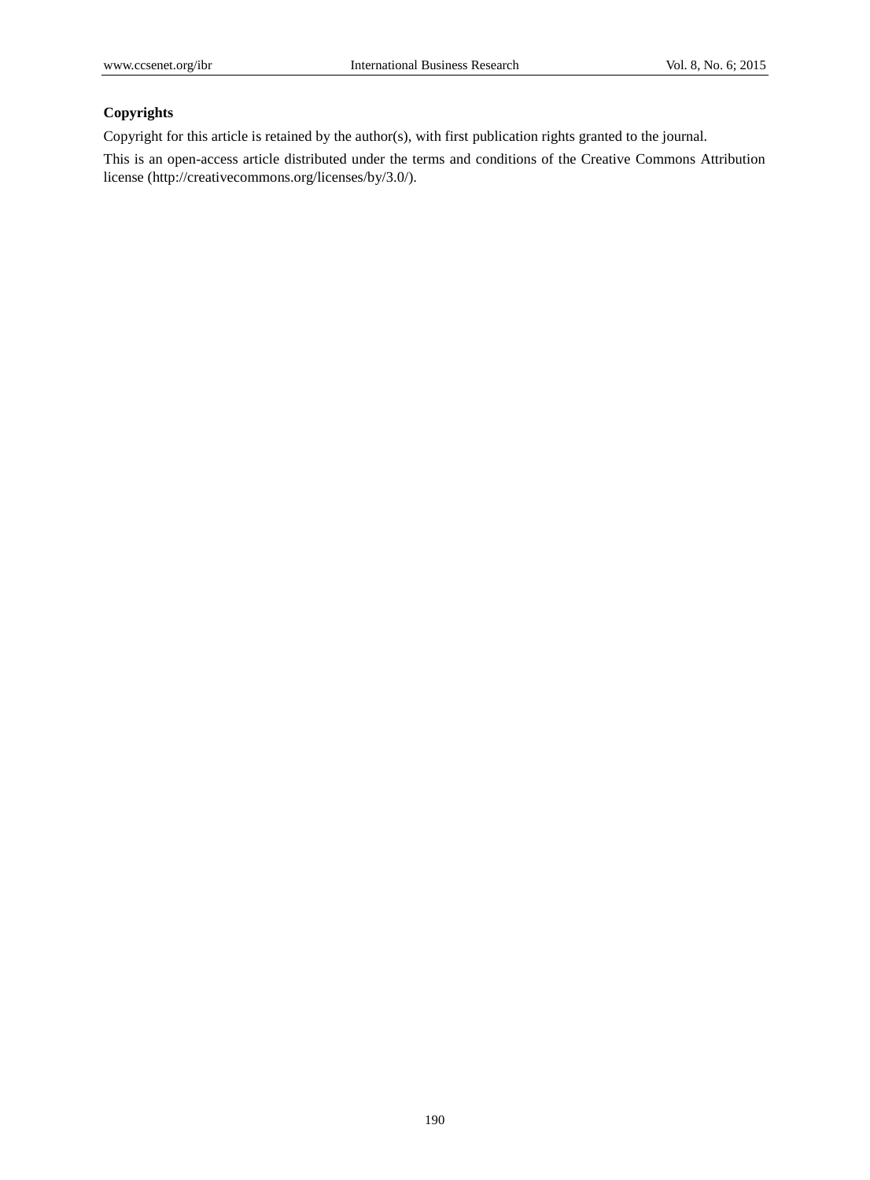**Copyrights**

Copyright for this article is retained by the author(s), with first publication rights granted to the journal.

This is an open-access article distributed under the terms and conditions of the Creative Commons Attribution license (http://creativecommons.org/licenses/by/3.0/).